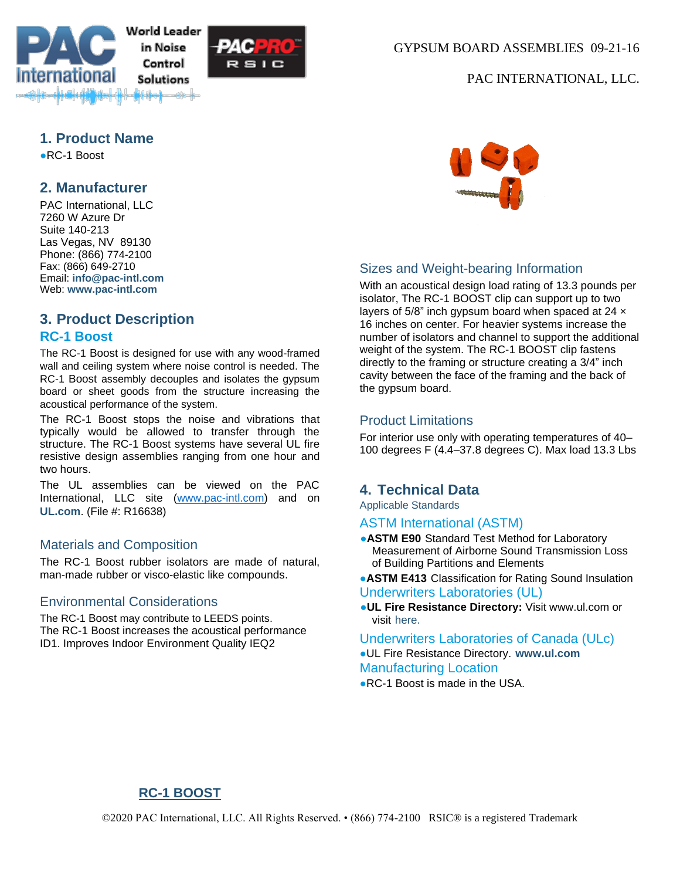GYPSUM BOARD ASSEMBLIES 09-21-16

PAC INTERNATIONAL, LLC.

## 1. Product Name

- RC-1 Boost

## 2. Manufacturer

PAC International, LLC
7260 W Azure Dr
Suite 140-213
Las Vegas, NV 89130
Phone: (866) 774-2100
Fax: (866) 649-2710
Email: **info@pac-intl.com**
Web: **www.pac-intl.com**

## 3. Product Description

### RC-1 Boost

The RC-1 Boost is designed for use with any wood-framed wall and ceiling system where noise control is needed. The RC-1 Boost assembly decouples and isolates the gypsum board or sheet goods from the structure increasing the acoustical performance of the system.

The RC-1 Boost stops the noise and vibrations that typically would be allowed to transfer through the structure. The RC-1 Boost systems have several UL fire resistive design assemblies ranging from one hour and two hours.

The UL assemblies can be viewed on the PAC International, LLC site (www.pac-intl.com) and on **UL.com**. (File #: R16638)

### Materials and Composition

The RC-1 Boost rubber isolators are made of natural, man-made rubber or visco-elastic like compounds.

### Environmental Considerations

The RC-1 Boost may contribute to LEEDS points.
The RC-1 Boost increases the acoustical performance ID1. Improves Indoor Environment Quality IEQ2

### Sizes and Weight-bearing Information

With an acoustical design load rating of 13.3 pounds per isolator, The RC-1 BOOST clip can support up to two layers of 5/8" inch gypsum board when spaced at 24 × 16 inches on center. For heavier systems increase the number of isolators and channel to support the additional weight of the system. The RC-1 BOOST clip fastens directly to the framing or structure creating a 3/4" inch cavity between the face of the framing and the back of the gypsum board.

### Product Limitations

For interior use only with operating temperatures of 40–100 degrees F (4.4–37.8 degrees C). Max load 13.3 Lbs

## 4. Technical Data

Applicable Standards

### ASTM International (ASTM)

- **ASTM E90** Standard Test Method for Laboratory Measurement of Airborne Sound Transmission Loss of Building Partitions and Elements
- **ASTM E413** Classification for Rating Sound Insulation

### Underwriters Laboratories (UL)

- **UL Fire Resistance Directory:** Visit www.ul.com or visit here.

### Underwriters Laboratories of Canada (ULc)

- UL Fire Resistance Directory. **www.ul.com**

### Manufacturing Location

- RC-1 Boost is made in the USA.

**RC-1 BOOST**

©2020 PAC International, LLC. All Rights Reserved. • (866) 774-2100 RSIC® is a registered Trademark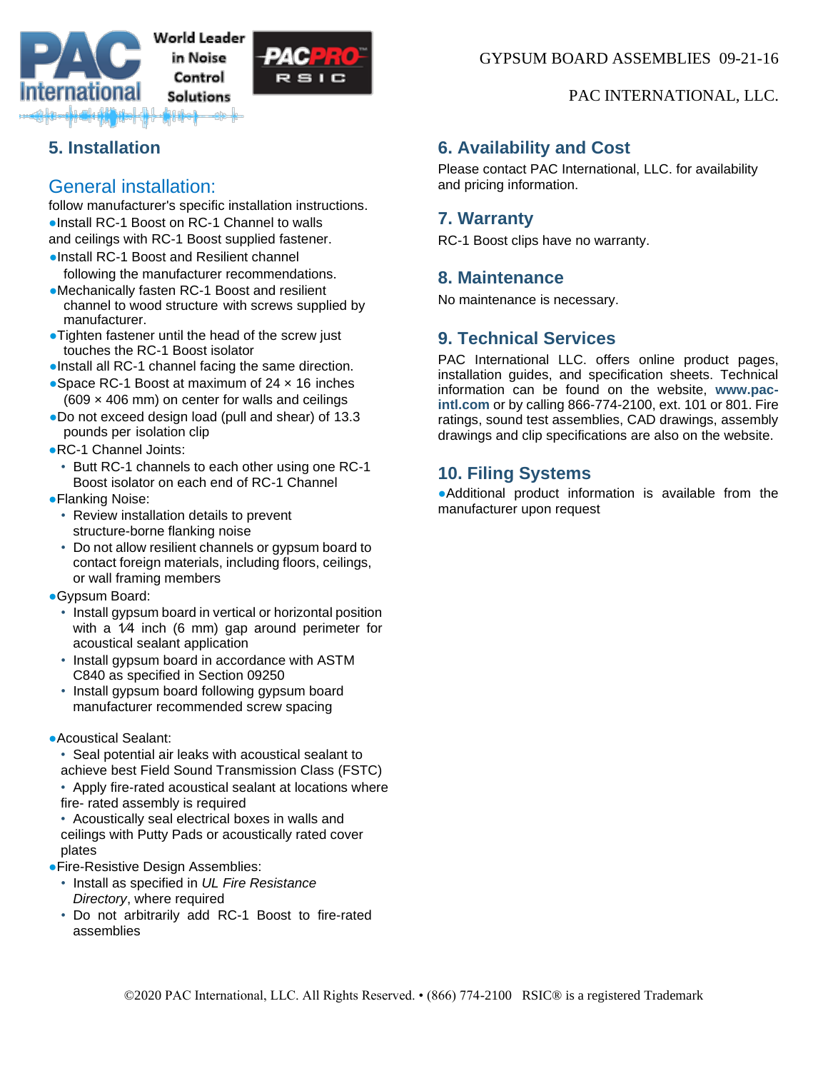## 5. Installation

### General installation:

follow manufacturer's specific installation instructions.

- Install RC-1 Boost on RC-1 Channel to walls and ceilings with RC-1 Boost supplied fastener.
- Install RC-1 Boost and Resilient channel following the manufacturer recommendations.
- Mechanically fasten RC-1 Boost and resilient channel to wood structure with screws supplied by manufacturer.
- Tighten fastener until the head of the screw just touches the RC-1 Boost isolator
- Install all RC-1 channel facing the same direction.
- Space RC-1 Boost at maximum of 24 × 16 inches (609 × 406 mm) on center for walls and ceilings
- Do not exceed design load (pull and shear) of 13.3 pounds per isolation clip
- RC-1 Channel Joints:
  - Butt RC-1 channels to each other using one RC-1 Boost isolator on each end of RC-1 Channel
- Flanking Noise:
  - Review installation details to prevent structure-borne flanking noise
  - Do not allow resilient channels or gypsum board to contact foreign materials, including floors, ceilings, or wall framing members
- Gypsum Board:
  - Install gypsum board in vertical or horizontal position with a 1⁄4 inch (6 mm) gap around perimeter for acoustical sealant application
  - Install gypsum board in accordance with ASTM C840 as specified in Section 09250
  - Install gypsum board following gypsum board manufacturer recommended screw spacing
- Acoustical Sealant:
  - Seal potential air leaks with acoustical sealant to achieve best Field Sound Transmission Class (FSTC)
  - Apply fire-rated acoustical sealant at locations where fire- rated assembly is required
  - Acoustically seal electrical boxes in walls and ceilings with Putty Pads or acoustically rated cover plates
- Fire-Resistive Design Assemblies:
  - Install as specified in *UL Fire Resistance Directory*, where required
  - Do not arbitrarily add RC-1 Boost to fire-rated assemblies

## 6. Availability and Cost

Please contact PAC International, LLC. for availability and pricing information.

## 7. Warranty

RC-1 Boost clips have no warranty.

## 8. Maintenance

No maintenance is necessary.

## 9. Technical Services

PAC International LLC. offers online product pages, installation guides, and specification sheets. Technical information can be found on the website, **www.pac-intl.com** or by calling 866-774-2100, ext. 101 or 801. Fire ratings, sound test assemblies, CAD drawings, assembly drawings and clip specifications are also on the website.

## 10. Filing Systems

- Additional product information is available from the manufacturer upon request